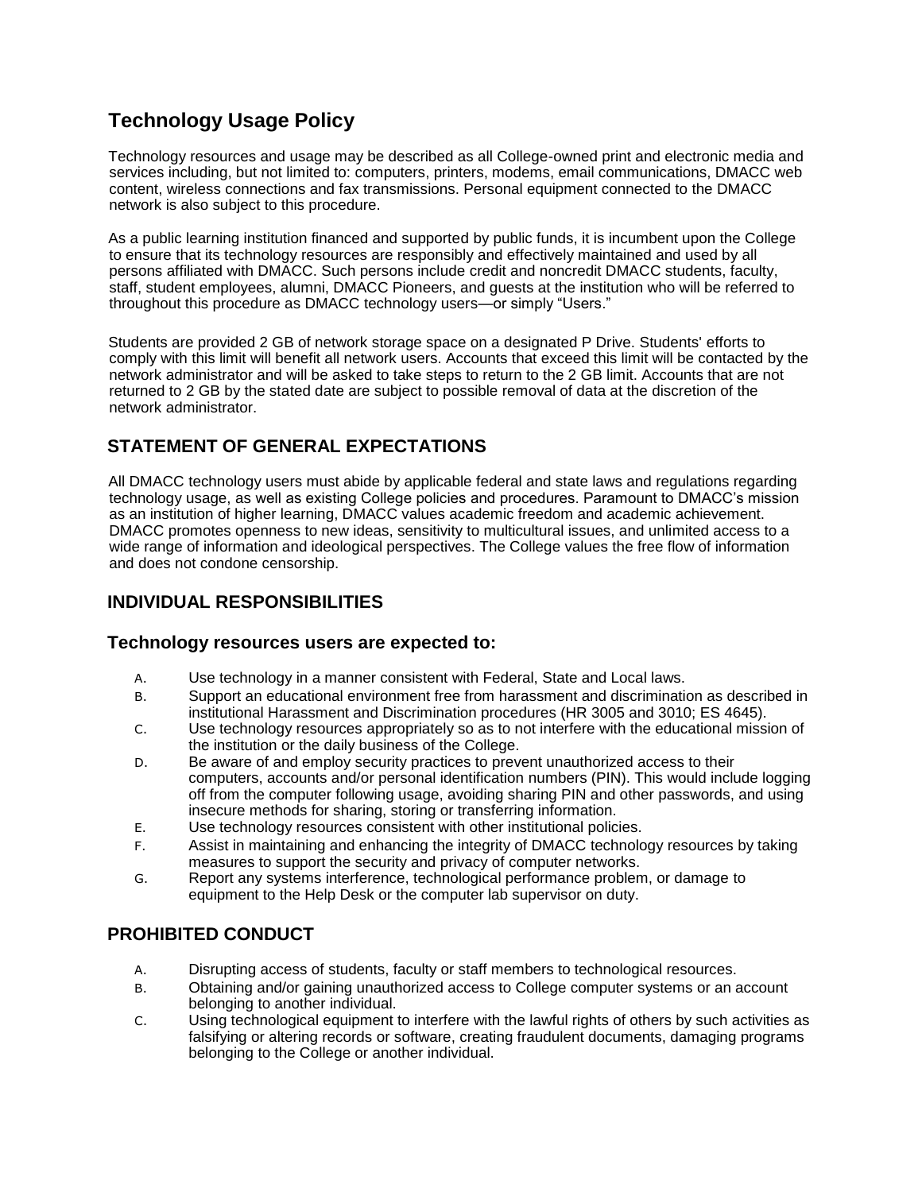# Technology Usage Policy

Technology resources and usage may be described as all College-owned print and electronic media and services including, but not limited to: computers, printers, modems, email communications, DMACC web content, wireless connections and fax transmissions. Personal equipment connected to the DMACC network is also subject to this procedure.

As a public learning institution financed and supported by public funds, it is incumbent upon the College to ensure that its technology resources are responsibly and effectively maintained and used by all persons affiliated with DMACC. Such persons include credit and noncredit DMACC students, faculty, staff, student employees, alumni, DMACC Pioneers, and guests at the institution who will be referred to throughout this procedure as DMACC technology users—or simply "Users."

Students are provided 2 GB of network storage space on a designated P Drive. Students' efforts to comply with this limit will benefit all network users. Accounts that exceed this limit will be contacted by the network administrator and will be asked to take steps to return to the 2 GB limit. Accounts that are not returned to 2 GB by the stated date are subject to possible removal of data at the discretion of the network administrator.

## STATEMENT OF GENERAL EXPECTATIONS

All DMACC technology users must abide by applicable federal and state laws and regulations regarding technology usage, as well as existing College policies and procedures. Paramount to DMACC's mission as an institution of higher learning, DMACC values academic freedom and academic achievement. DMACC promotes openness to new ideas, sensitivity to multicultural issues, and unlimited access to a wide range of information and ideological perspectives. The College values the free flow of information and does not condone censorship.

## INDIVIDUAL RESPONSIBILITIES

### Technology resources users are expected to:

A. Use technology in a manner consistent with Federal, State and Local laws.
B. Support an educational environment free from harassment and discrimination as described in institutional Harassment and Discrimination procedures (HR 3005 and 3010; ES 4645).
C. Use technology resources appropriately so as to not interfere with the educational mission of the institution or the daily business of the College.
D. Be aware of and employ security practices to prevent unauthorized access to their computers, accounts and/or personal identification numbers (PIN). This would include logging off from the computer following usage, avoiding sharing PIN and other passwords, and using insecure methods for sharing, storing or transferring information.
E. Use technology resources consistent with other institutional policies.
F. Assist in maintaining and enhancing the integrity of DMACC technology resources by taking measures to support the security and privacy of computer networks.
G. Report any systems interference, technological performance problem, or damage to equipment to the Help Desk or the computer lab supervisor on duty.

## PROHIBITED CONDUCT

A. Disrupting access of students, faculty or staff members to technological resources.
B. Obtaining and/or gaining unauthorized access to College computer systems or an account belonging to another individual.
C. Using technological equipment to interfere with the lawful rights of others by such activities as falsifying or altering records or software, creating fraudulent documents, damaging programs belonging to the College or another individual.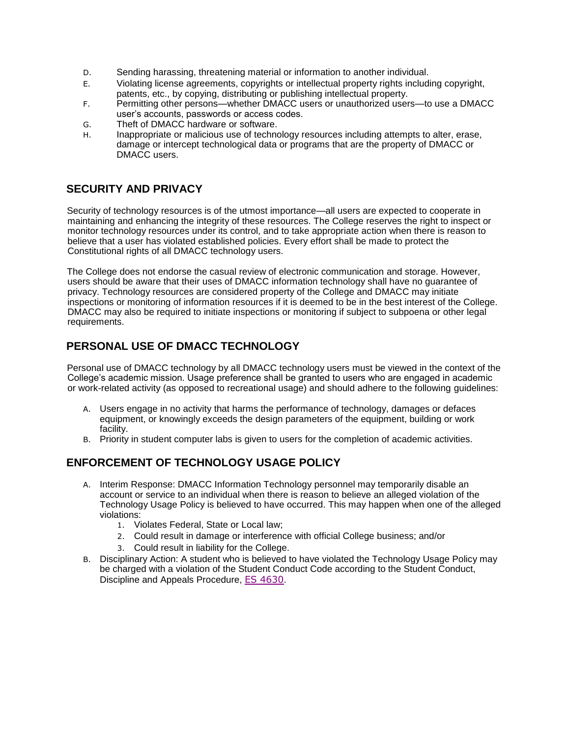D. Sending harassing, threatening material or information to another individual.
E. Violating license agreements, copyrights or intellectual property rights including copyright, patents, etc., by copying, distributing or publishing intellectual property.
F. Permitting other persons—whether DMACC users or unauthorized users—to use a DMACC user's accounts, passwords or access codes.
G. Theft of DMACC hardware or software.
H. Inappropriate or malicious use of technology resources including attempts to alter, erase, damage or intercept technological data or programs that are the property of DMACC or DMACC users.

## SECURITY AND PRIVACY

Security of technology resources is of the utmost importance—all users are expected to cooperate in maintaining and enhancing the integrity of these resources. The College reserves the right to inspect or monitor technology resources under its control, and to take appropriate action when there is reason to believe that a user has violated established policies. Every effort shall be made to protect the Constitutional rights of all DMACC technology users.

The College does not endorse the casual review of electronic communication and storage. However, users should be aware that their uses of DMACC information technology shall have no guarantee of privacy. Technology resources are considered property of the College and DMACC may initiate inspections or monitoring of information resources if it is deemed to be in the best interest of the College. DMACC may also be required to initiate inspections or monitoring if subject to subpoena or other legal requirements.

## PERSONAL USE OF DMACC TECHNOLOGY

Personal use of DMACC technology by all DMACC technology users must be viewed in the context of the College's academic mission. Usage preference shall be granted to users who are engaged in academic or work-related activity (as opposed to recreational usage) and should adhere to the following guidelines:

A. Users engage in no activity that harms the performance of technology, damages or defaces equipment, or knowingly exceeds the design parameters of the equipment, building or work facility.
B. Priority in student computer labs is given to users for the completion of academic activities.

## ENFORCEMENT OF TECHNOLOGY USAGE POLICY

A. Interim Response: DMACC Information Technology personnel may temporarily disable an account or service to an individual when there is reason to believe an alleged violation of the Technology Usage Policy is believed to have occurred. This may happen when one of the alleged violations:
    1. Violates Federal, State or Local law;
    2. Could result in damage or interference with official College business; and/or
    3. Could result in liability for the College.
B. Disciplinary Action: A student who is believed to have violated the Technology Usage Policy may be charged with a violation of the Student Conduct Code according to the Student Conduct, Discipline and Appeals Procedure, ES 4630.